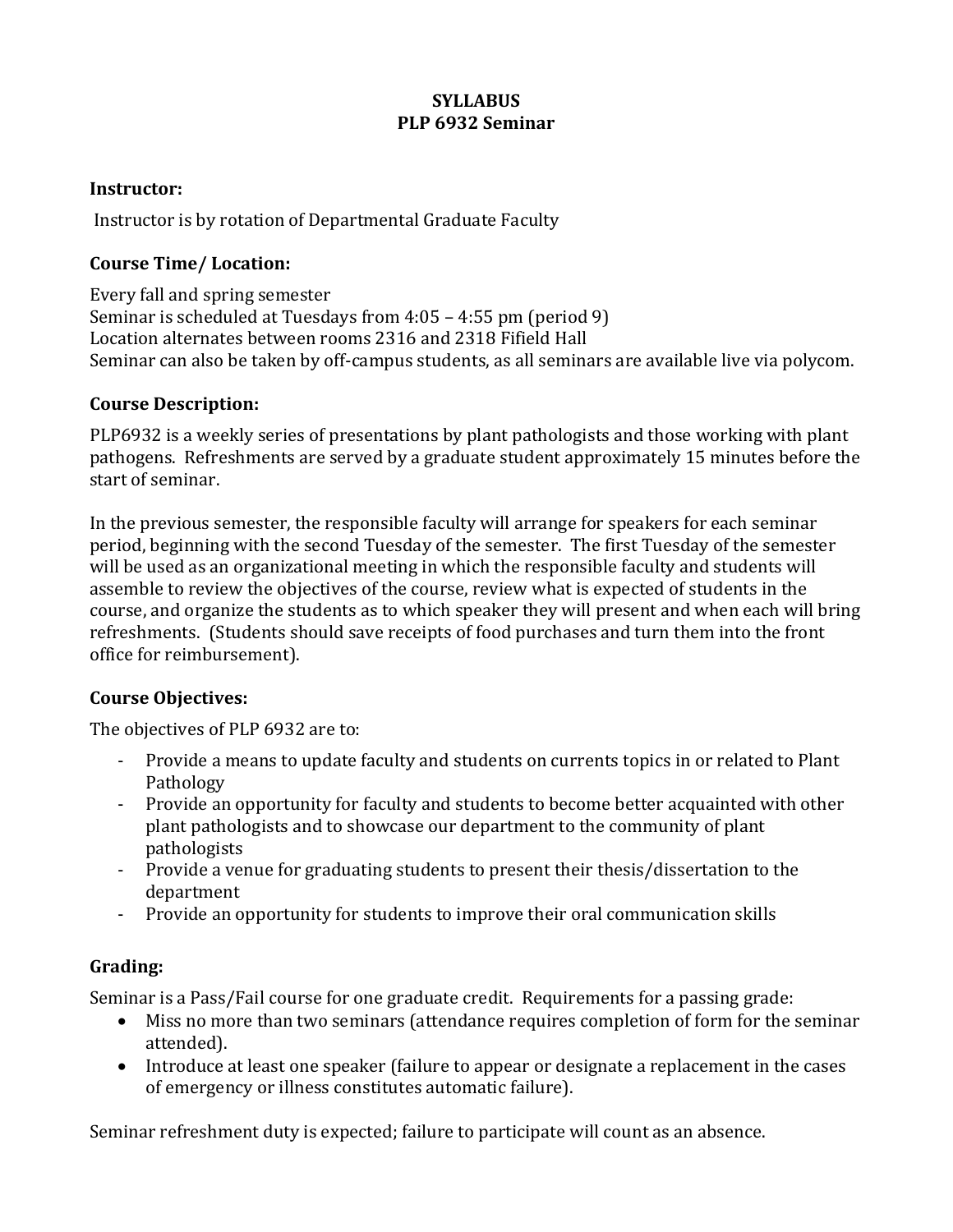# SYLLABUS
# PLP 6932 Seminar

## Instructor:

Instructor is by rotation of Departmental Graduate Faculty

## Course Time/ Location:

Every fall and spring semester
Seminar is scheduled at Tuesdays from 4:05 – 4:55 pm (period 9)
Location alternates between rooms 2316 and 2318 Fifield Hall
Seminar can also be taken by off-campus students, as all seminars are available live via polycom.

## Course Description:

PLP6932 is a weekly series of presentations by plant pathologists and those working with plant pathogens. Refreshments are served by a graduate student approximately 15 minutes before the start of seminar.

In the previous semester, the responsible faculty will arrange for speakers for each seminar period, beginning with the second Tuesday of the semester. The first Tuesday of the semester will be used as an organizational meeting in which the responsible faculty and students will assemble to review the objectives of the course, review what is expected of students in the course, and organize the students as to which speaker they will present and when each will bring refreshments. (Students should save receipts of food purchases and turn them into the front office for reimbursement).

## Course Objectives:

The objectives of PLP 6932 are to:

- Provide a means to update faculty and students on currents topics in or related to Plant Pathology
- Provide an opportunity for faculty and students to become better acquainted with other plant pathologists and to showcase our department to the community of plant pathologists
- Provide a venue for graduating students to present their thesis/dissertation to the department
- Provide an opportunity for students to improve their oral communication skills

## Grading:

Seminar is a Pass/Fail course for one graduate credit. Requirements for a passing grade:

- Miss no more than two seminars (attendance requires completion of form for the seminar attended).
- Introduce at least one speaker (failure to appear or designate a replacement in the cases of emergency or illness constitutes automatic failure).

Seminar refreshment duty is expected; failure to participate will count as an absence.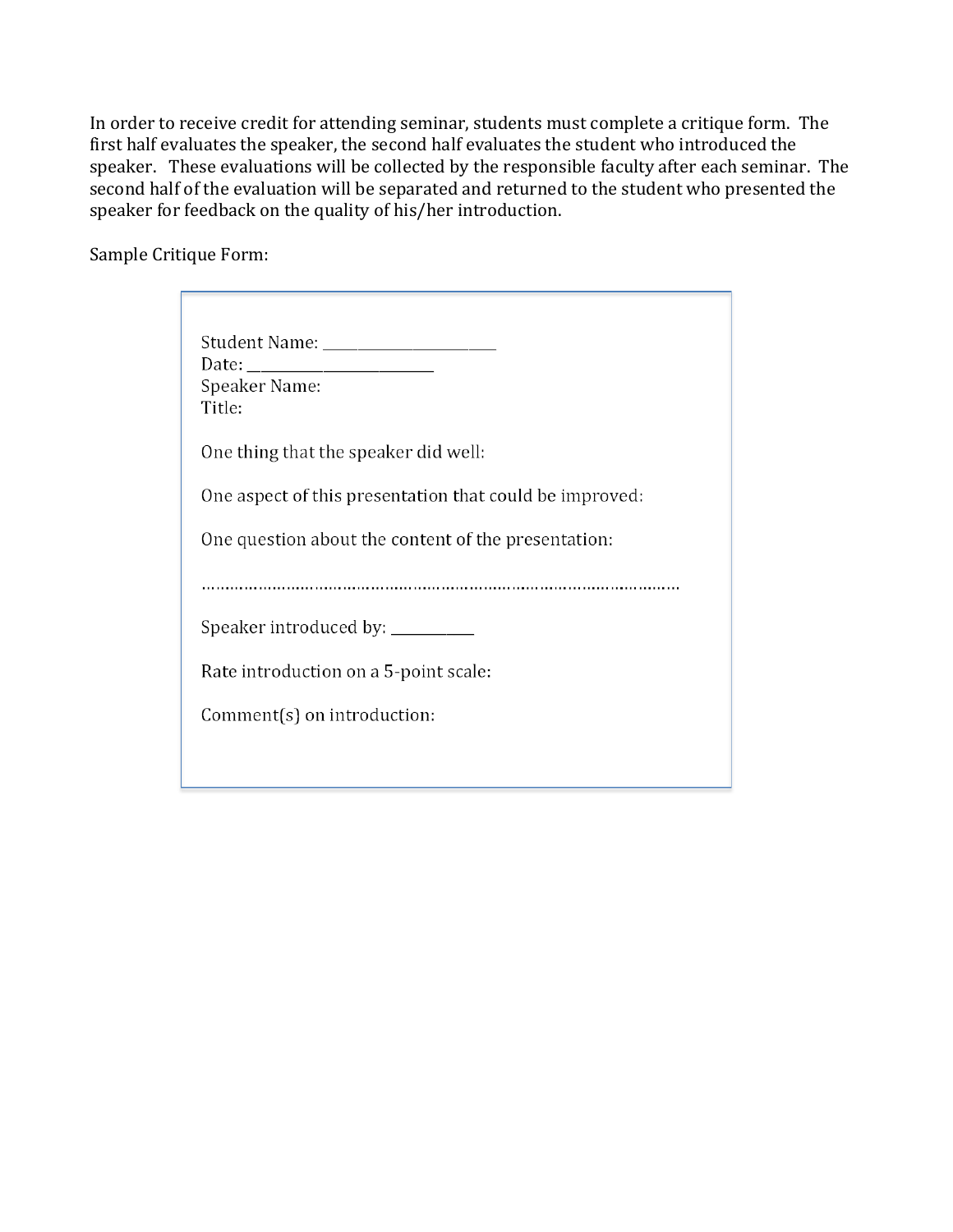In order to receive credit for attending seminar, students must complete a critique form. The first half evaluates the speaker, the second half evaluates the student who introduced the speaker. These evaluations will be collected by the responsible faculty after each seminar. The second half of the evaluation will be separated and returned to the student who presented the speaker for feedback on the quality of his/her introduction.

Sample Critique Form:

Student Name: ______________________
Date: _________________________
Speaker Name:
Title:

One thing that the speaker did well:

One aspect of this presentation that could be improved:

One question about the content of the presentation:

……………………………………………………………………………………………

Speaker introduced by: ___________

Rate introduction on a 5-point scale:

Comment(s) on introduction: